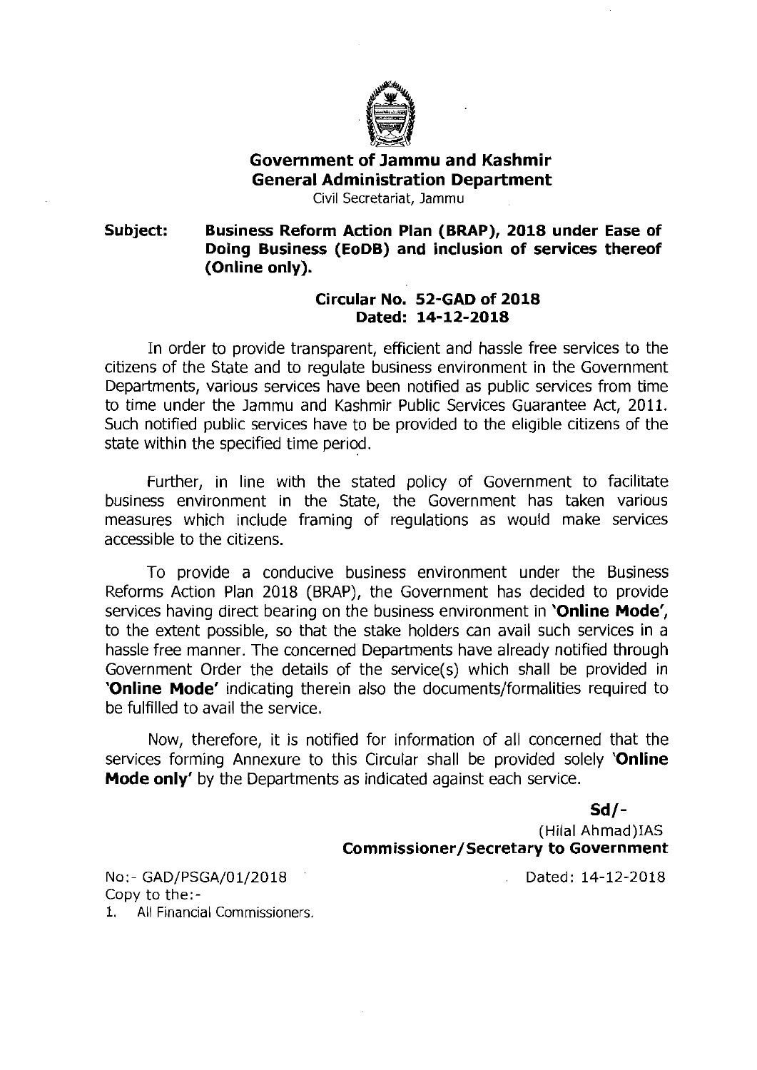# Government of Jammu and Kashmir
## General Administration Department

Civil Secretariat, Jammu

**Subject: Business Reform Action Plan (BRAP), 2018 under Ease of Doing Business (EoDB) and inclusion of services thereof (Online only).**

**Circular No. 52-GAD of 2018**
**Dated: 14-12-2018**

In order to provide transparent, efficient and hassle free services to the citizens of the State and to regulate business environment in the Government Departments, various services have been notified as public services from time to time under the Jammu and Kashmir Public Services Guarantee Act, 2011. Such notified public services have to be provided to the eligible citizens of the state within the specified time period.

Further, in line with the stated policy of Government to facilitate business environment in the State, the Government has taken various measures which include framing of regulations as would make services accessible to the citizens.

To provide a conducive business environment under the Business Reforms Action Plan 2018 (BRAP), the Government has decided to provide services having direct bearing on the business environment in **'Online Mode'**, to the extent possible, so that the stake holders can avail such services in a hassle free manner. The concerned Departments have already notified through Government Order the details of the service(s) which shall be provided in **'Online Mode'** indicating therein also the documents/formalities required to be fulfilled to avail the service.

Now, therefore, it is notified for information of all concerned that the services forming Annexure to this Circular shall be provided solely **'Online Mode only'** by the Departments as indicated against each service.

**Sd/-**
(Hilal Ahmad)IAS
**Commissioner/Secretary to Government**

No:- GAD/PSGA/01/2018

Dated: 14-12-2018

Copy to the:-

1. All Financial Commissioners.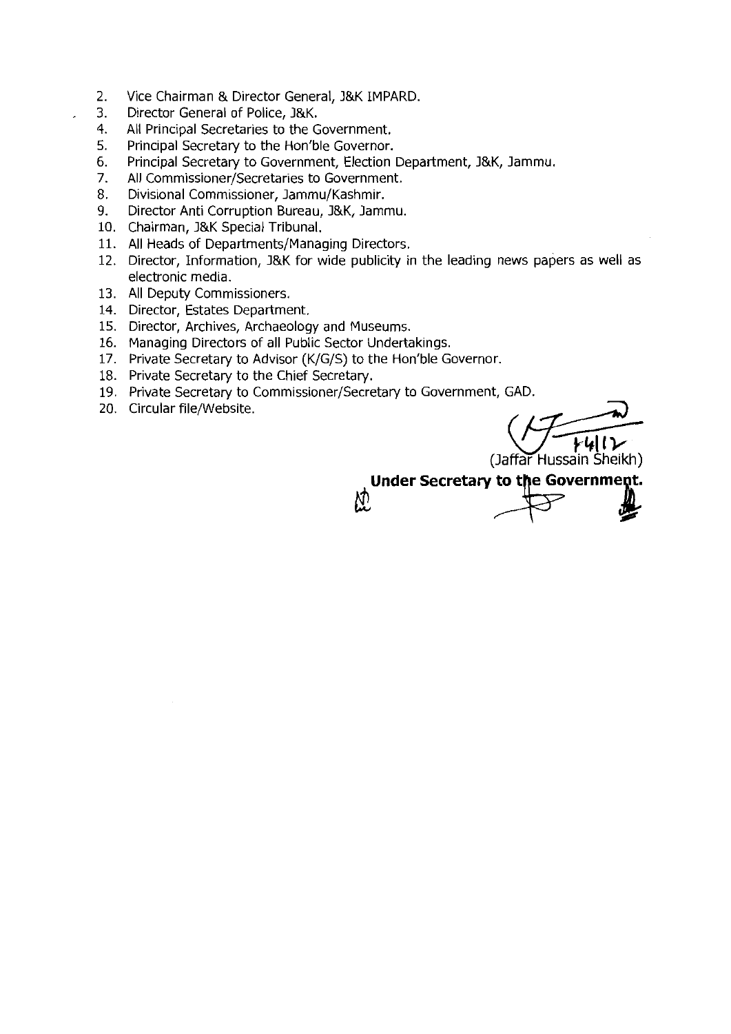2. Vice Chairman & Director General, J&K IMPARD.
3. Director General of Police, J&K.
4. All Principal Secretaries to the Government.
5. Principal Secretary to the Hon'ble Governor.
6. Principal Secretary to Government, Election Department, J&K, Jammu.
7. All Commissioner/Secretaries to Government.
8. Divisional Commissioner, Jammu/Kashmir.
9. Director Anti Corruption Bureau, J&K, Jammu.
10. Chairman, J&K Special Tribunal.
11. All Heads of Departments/Managing Directors.
12. Director, Information, J&K for wide publicity in the leading news papers as well as electronic media.
13. All Deputy Commissioners.
14. Director, Estates Department.
15. Director, Archives, Archaeology and Museums.
16. Managing Directors of all Public Sector Undertakings.
17. Private Secretary to Advisor (K/G/S) to the Hon'ble Governor.
18. Private Secretary to the Chief Secretary.
19. Private Secretary to Commissioner/Secretary to Government, GAD.
20. Circular file/Website.

(Jaffar Hussain Sheikh)

**Under Secretary to the Government.**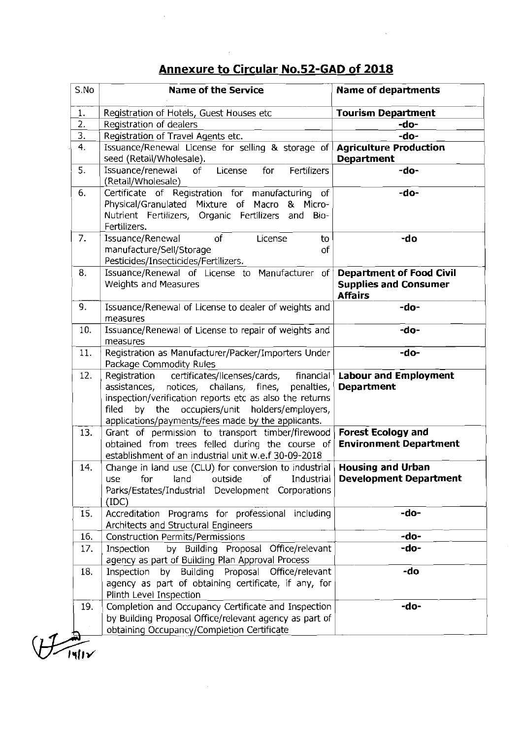## Annexure to Circular No.52-GAD of 2018

| S.No | Name of the Service | Name of departments |
|---|---|---|
| 1. | Registration of Hotels, Guest Houses etc | **Tourism Department** |
| 2. | Registration of dealers | **-do-** |
| 3. | Registration of Travel Agents etc. | **-do-** |
| 4. | Issuance/Renewal License for selling & storage of seed (Retail/Wholesale). | **Agriculture Production Department** |
| 5. | Issuance/renewal of License for Fertilizers (Retail/Wholesale) | **-do-** |
| 6. | Certificate of Registration for manufacturing of Physical/Granulated Mixture of Macro & Micro-Nutrient Fertilizers, Organic Fertilizers and Bio-Fertilizers. | **-do-** |
| 7. | Issuance/Renewal of License to manufacture/Sell/Storage of Pesticides/Insecticides/Fertilizers. | **-do** |
| 8. | Issuance/Renewal of License to Manufacturer of Weights and Measures | **Department of Food Civil Supplies and Consumer Affairs** |
| 9. | Issuance/Renewal of License to dealer of weights and measures | **-do-** |
| 10. | Issuance/Renewal of License to repair of weights and measures | **-do-** |
| 11. | Registration as Manufacturer/Packer/Importers Under Package Commodity Rules | **-do-** |
| 12. | Registration certificates/licenses/cards, financial assistances, notices, challans, fines, penalties, inspection/verification reports etc as also the returns filed by the occupiers/unit holders/employers, applications/payments/fees made by the applicants. | **Labour and Employment Department** |
| 13. | Grant of permission to transport timber/firewood obtained from trees felled during the course of establishment of an industrial unit w.e.f 30-09-2018 | **Forest Ecology and Environment Department** |
| 14. | Change in land use (CLU) for conversion to industrial use for land outside of Industrial Parks/Estates/Industrial Development Corporations (IDC) | **Housing and Urban Development Department** |
| 15. | Accreditation Programs for professional including Architects and Structural Engineers | **-do-** |
| 16. | Construction Permits/Permissions | **-do-** |
| 17. | Inspection by Building Proposal Office/relevant agency as part of Building Plan Approval Process | **-do-** |
| 18. | Inspection by Building Proposal Office/relevant agency as part of obtaining certificate, if any, for Plinth Level Inspection | **-do** |
| 19. | Completion and Occupancy Certificate and Inspection by Building Proposal Office/relevant agency as part of obtaining Occupancy/Completion Certificate | **-do-** |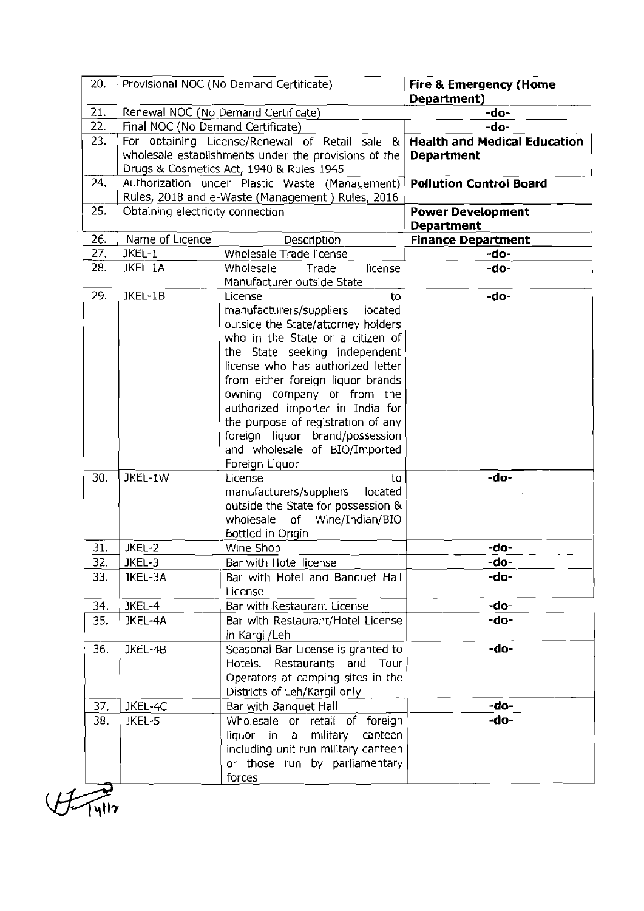| 20. | Provisional NOC (No Demand Certificate) | | **Fire & Emergency (Home Department)** |
|---|---|---|---|
| 21. | Renewal NOC (No Demand Certificate) | | **-do-** |
| 22. | Final NOC (No Demand Certificate) | | **-do-** |
| 23. | For obtaining License/Renewal of Retail sale & wholesale establishments under the provisions of the Drugs & Cosmetics Act, 1940 & Rules 1945 | | **Health and Medical Education Department** |
| 24. | Authorization under Plastic Waste (Management) Rules, 2018 and e-Waste (Management ) Rules, 2016 | | **Pollution Control Board** |
| 25. | Obtaining electricity connection | | **Power Development Department** |
| 26. | Name of Licence | Description | **Finance Department** |
| 27. | JKEL-1 | Wholesale Trade license | **-do-** |
| 28. | JKEL-1A | Wholesale Trade license Manufacturer outside State | **-do-** |
| 29. | JKEL-1B | License to manufacturers/suppliers located outside the State/attorney holders who in the State or a citizen of the State seeking independent license who has authorized letter from either foreign liquor brands owning company or from the authorized importer in India for the purpose of registration of any foreign liquor brand/possession and wholesale of BIO/Imported Foreign Liquor | **-do-** |
| 30. | JKEL-1W | License to manufacturers/suppliers located outside the State for possession & wholesale of Wine/Indian/BIO Bottled in Origin | **-do-** |
| 31. | JKEL-2 | Wine Shop | **-do-** |
| 32. | JKEL-3 | Bar with Hotel license | **-do-** |
| 33. | JKEL-3A | Bar with Hotel and Banquet Hall License | **-do-** |
| 34. | JKEL-4 | Bar with Restaurant License | **-do-** |
| 35. | JKEL-4A | Bar with Restaurant/Hotel License in Kargil/Leh | **-do-** |
| 36. | JKEL-4B | Seasonal Bar License is granted to Hotels. Restaurants and Tour Operators at camping sites in the Districts of Leh/Kargil only | **-do-** |
| 37. | JKEL-4C | Bar with Banquet Hall | **-do-** |
| 38. | JKEL-5 | Wholesale or retail of foreign liquor in a military canteen including unit run military canteen or those run by parliamentary forces | **-do-** |

14/17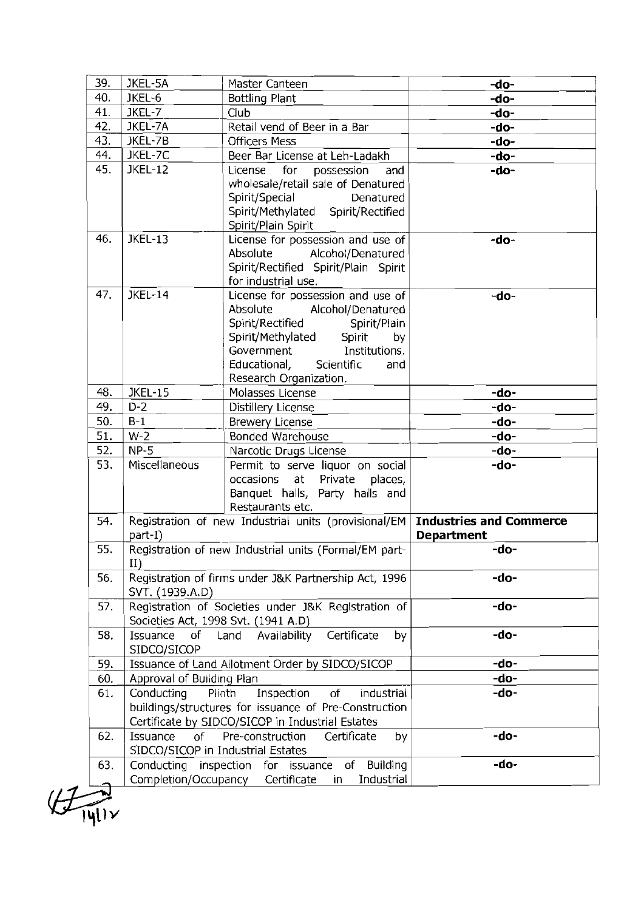| | | | |
|---|---|---|---|
| 39. | JKEL-5A | Master Canteen | **-do-** |
| 40. | JKEL-6 | Bottling Plant | **-do-** |
| 41. | JKEL-7 | Club | **-do-** |
| 42. | JKEL-7A | Retail vend of Beer in a Bar | **-do-** |
| 43. | JKEL-7B | Officers Mess | **-do-** |
| 44. | JKEL-7C | Beer Bar License at Leh-Ladakh | **-do-** |
| 45. | JKEL-12 | License for possession and wholesale/retail sale of Denatured Spirit/Special Denatured Spirit/Methylated Spirit/Rectified Spirit/Plain Spirit | **-do-** |
| 46. | JKEL-13 | License for possession and use of Absolute Alcohol/Denatured Spirit/Rectified Spirit/Plain Spirit for industrial use. | **-do-** |
| 47. | JKEL-14 | License for possession and use of Absolute Alcohol/Denatured Spirit/Rectified Spirit/Plain Spirit/Methylated Spirit by Government Institutions. Educational, Scientific and Research Organization. | **-do-** |
| 48. | JKEL-15 | Molasses License | **-do-** |
| 49. | D-2 | Distillery License | **-do-** |
| 50. | B-1 | Brewery License | **-do-** |
| 51. | W-2 | Bonded Warehouse | **-do-** |
| 52. | NP-5 | Narcotic Drugs License | **-do-** |
| 53. | Miscellaneous | Permit to serve liquor on social occasions at Private places, Banquet halls, Party halls and Restaurants etc. | **-do-** |
| 54. | Registration of new Industrial units (provisional/EM part-I) | | **Industries and Commerce Department** |
| 55. | Registration of new Industrial units (Formal/EM part-II) | | **-do-** |
| 56. | Registration of firms under J&K Partnership Act, 1996 SVT. (1939.A.D) | | **-do-** |
| 57. | Registration of Societies under J&K Registration of Societies Act, 1998 Svt. (1941 A.D) | | **-do-** |
| 58. | Issuance of Land Availability Certificate by SIDCO/SICOP | | **-do-** |
| 59. | Issuance of Land Allotment Order by SIDCO/SICOP | | **-do-** |
| 60. | Approval of Building Plan | | **-do-** |
| 61. | Conducting Plinth Inspection of industrial buildings/structures for issuance of Pre-Construction Certificate by SIDCO/SICOP in Industrial Estates | | **-do-** |
| 62. | Issuance of Pre-construction Certificate by SIDCO/SICOP in Industrial Estates | | **-do-** |
| 63. | Conducting inspection for issuance of Building Completion/Occupancy Certificate in Industrial | | **-do-** |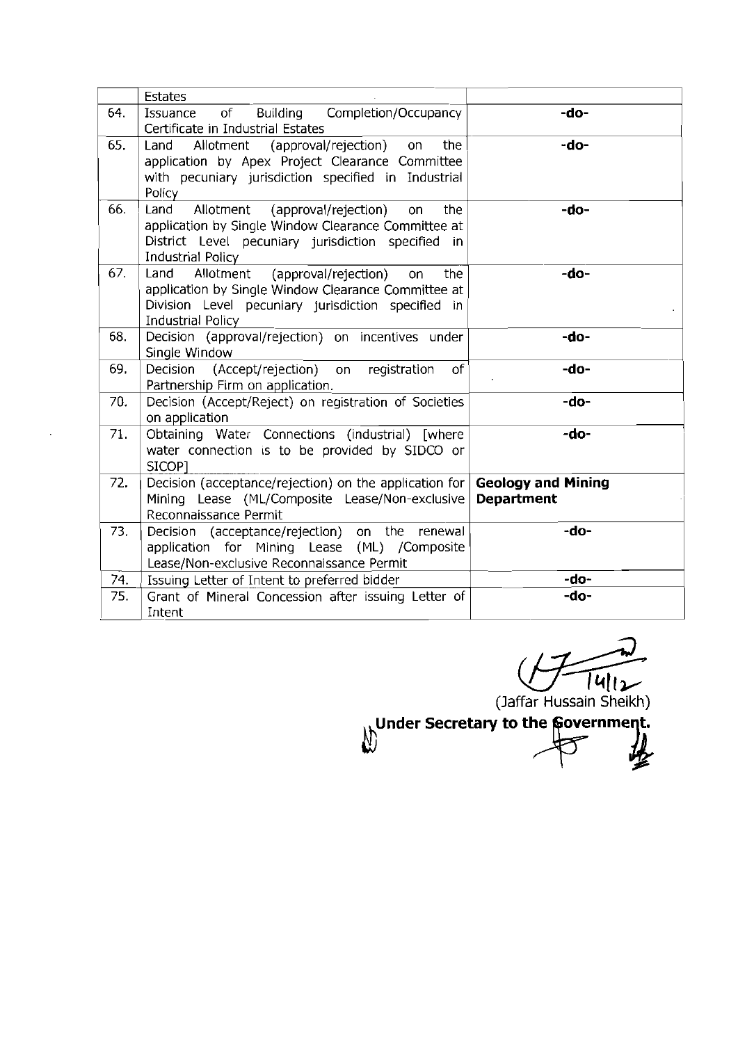| | | |
|---|---|---|
| | Estates | |
| 64. | Issuance of Building Completion/Occupancy Certificate in Industrial Estates | **-do-** |
| 65. | Land Allotment (approval/rejection) on the application by Apex Project Clearance Committee with pecuniary jurisdiction specified in Industrial Policy | **-do-** |
| 66. | Land Allotment (approval/rejection) on the application by Single Window Clearance Committee at District Level pecuniary jurisdiction specified in Industrial Policy | **-do-** |
| 67. | Land Allotment (approval/rejection) on the application by Single Window Clearance Committee at Division Level pecuniary jurisdiction specified in Industrial Policy | **-do-** |
| 68. | Decision (approval/rejection) on incentives under Single Window | **-do-** |
| 69. | Decision (Accept/rejection) on registration of Partnership Firm on application. | **-do-** |
| 70. | Decision (Accept/Reject) on registration of Societies on application | **-do-** |
| 71. | Obtaining Water Connections (industrial) [where water connection is to be provided by SIDCO or SICOP] | **-do-** |
| 72. | Decision (acceptance/rejection) on the application for Mining Lease (ML/Composite Lease/Non-exclusive Reconnaissance Permit | **Geology and Mining Department** |
| 73. | Decision (acceptance/rejection) on the renewal application for Mining Lease (ML) /Composite Lease/Non-exclusive Reconnaissance Permit | **-do-** |
| 74. | Issuing Letter of Intent to preferred bidder | **-do-** |
| 75. | Grant of Mineral Concession after issuing Letter of Intent | **-do-** |

14/12

(Jaffar Hussain Sheikh)

**Under Secretary to the Government.**